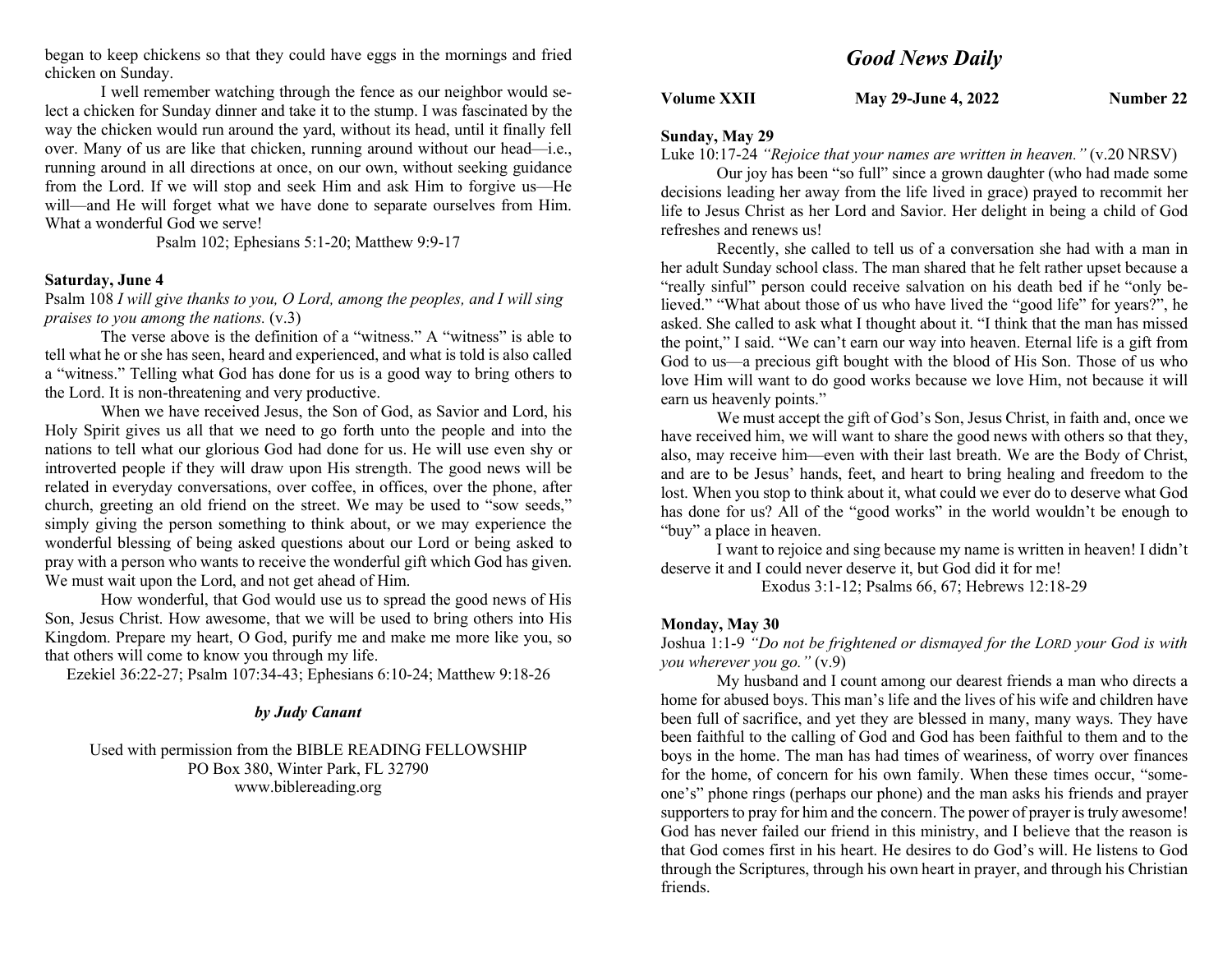began to keep chickens so that they could have eggs in the mornings and fried chicken on Sunday.

I well remember watching through the fence as our neighbor would select a chicken for Sunday dinner and take it to the stump. I was fascinated by the way the chicken would run around the yard, without its head, until it finally fell over. Many of us are like that chicken, running around without our head—i.e., running around in all directions at once, on our own, without seeking guidance from the Lord. If we will stop and seek Him and ask Him to forgive us—He will—and He will forget what we have done to separate ourselves from Him. What a wonderful God we serve!

Psalm 102; Ephesians 5:1-20; Matthew 9:9-17

**Saturday, June 4**

Psalm 108 *I will give thanks to you, O Lord, among the peoples, and I will sing praises to you among the nations.* (v.3)

The verse above is the definition of a "witness." A "witness" is able to tell what he or she has seen, heard and experienced, and what is told is also called a "witness." Telling what God has done for us is a good way to bring others to the Lord. It is non-threatening and very productive.

When we have received Jesus, the Son of God, as Savior and Lord, his Holy Spirit gives us all that we need to go forth unto the people and into the nations to tell what our glorious God had done for us. He will use even shy or introverted people if they will draw upon His strength. The good news will be related in everyday conversations, over coffee, in offices, over the phone, after church, greeting an old friend on the street. We may be used to "sow seeds," simply giving the person something to think about, or we may experience the wonderful blessing of being asked questions about our Lord or being asked to pray with a person who wants to receive the wonderful gift which God has given. We must wait upon the Lord, and not get ahead of Him.

How wonderful, that God would use us to spread the good news of His Son, Jesus Christ. How awesome, that we will be used to bring others into His Kingdom. Prepare my heart, O God, purify me and make me more like you, so that others will come to know you through my life.

Ezekiel 36:22-27; Psalm 107:34-43; Ephesians 6:10-24; Matthew 9:18-26

***by Judy Canant***

Used with permission from the BIBLE READING FELLOWSHIP
PO Box 380, Winter Park, FL 32790
www.biblereading.org

# *Good News Daily*

**Volume XXII** **May 29-June 4, 2022** **Number 22**

**Sunday, May 29**

Luke 10:17-24 *"Rejoice that your names are written in heaven."* (v.20 NRSV)

Our joy has been "so full" since a grown daughter (who had made some decisions leading her away from the life lived in grace) prayed to recommit her life to Jesus Christ as her Lord and Savior. Her delight in being a child of God refreshes and renews us!

Recently, she called to tell us of a conversation she had with a man in her adult Sunday school class. The man shared that he felt rather upset because a "really sinful" person could receive salvation on his death bed if he "only believed." "What about those of us who have lived the "good life" for years?", he asked. She called to ask what I thought about it. "I think that the man has missed the point," I said. "We can't earn our way into heaven. Eternal life is a gift from God to us—a precious gift bought with the blood of His Son. Those of us who love Him will want to do good works because we love Him, not because it will earn us heavenly points."

We must accept the gift of God's Son, Jesus Christ, in faith and, once we have received him, we will want to share the good news with others so that they, also, may receive him—even with their last breath. We are the Body of Christ, and are to be Jesus' hands, feet, and heart to bring healing and freedom to the lost. When you stop to think about it, what could we ever do to deserve what God has done for us? All of the "good works" in the world wouldn't be enough to "buy" a place in heaven.

I want to rejoice and sing because my name is written in heaven! I didn't deserve it and I could never deserve it, but God did it for me!

Exodus 3:1-12; Psalms 66, 67; Hebrews 12:18-29

**Monday, May 30**

Joshua 1:1-9 *"Do not be frightened or dismayed for the LORD your God is with you wherever you go."* (v.9)

My husband and I count among our dearest friends a man who directs a home for abused boys. This man's life and the lives of his wife and children have been full of sacrifice, and yet they are blessed in many, many ways. They have been faithful to the calling of God and God has been faithful to them and to the boys in the home. The man has had times of weariness, of worry over finances for the home, of concern for his own family. When these times occur, "someone's" phone rings (perhaps our phone) and the man asks his friends and prayer supporters to pray for him and the concern. The power of prayer is truly awesome! God has never failed our friend in this ministry, and I believe that the reason is that God comes first in his heart. He desires to do God's will. He listens to God through the Scriptures, through his own heart in prayer, and through his Christian friends.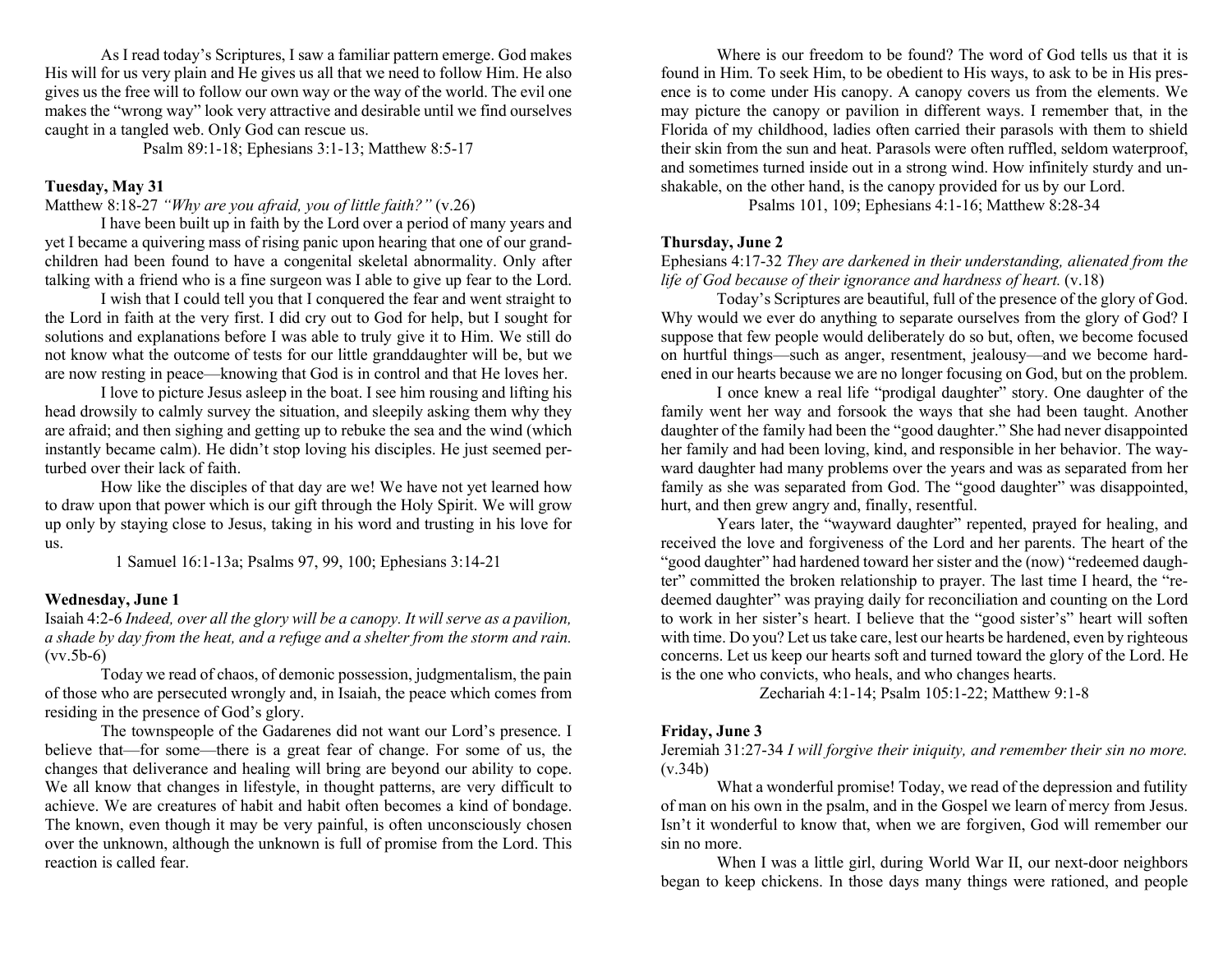As I read today's Scriptures, I saw a familiar pattern emerge. God makes His will for us very plain and He gives us all that we need to follow Him. He also gives us the free will to follow our own way or the way of the world. The evil one makes the "wrong way" look very attractive and desirable until we find ourselves caught in a tangled web. Only God can rescue us.

Psalm 89:1-18; Ephesians 3:1-13; Matthew 8:5-17

**Tuesday, May 31**

Matthew 8:18-27 *"Why are you afraid, you of little faith?"* (v.26)

I have been built up in faith by the Lord over a period of many years and yet I became a quivering mass of rising panic upon hearing that one of our grandchildren had been found to have a congenital skeletal abnormality. Only after talking with a friend who is a fine surgeon was I able to give up fear to the Lord.

I wish that I could tell you that I conquered the fear and went straight to the Lord in faith at the very first. I did cry out to God for help, but I sought for solutions and explanations before I was able to truly give it to Him. We still do not know what the outcome of tests for our little granddaughter will be, but we are now resting in peace—knowing that God is in control and that He loves her.

I love to picture Jesus asleep in the boat. I see him rousing and lifting his head drowsily to calmly survey the situation, and sleepily asking them why they are afraid; and then sighing and getting up to rebuke the sea and the wind (which instantly became calm). He didn't stop loving his disciples. He just seemed perturbed over their lack of faith.

How like the disciples of that day are we! We have not yet learned how to draw upon that power which is our gift through the Holy Spirit. We will grow up only by staying close to Jesus, taking in his word and trusting in his love for us.

1 Samuel 16:1-13a; Psalms 97, 99, 100; Ephesians 3:14-21

**Wednesday, June 1**

Isaiah 4:2-6 *Indeed, over all the glory will be a canopy. It will serve as a pavilion, a shade by day from the heat, and a refuge and a shelter from the storm and rain.* (vv.5b-6)

Today we read of chaos, of demonic possession, judgmentalism, the pain of those who are persecuted wrongly and, in Isaiah, the peace which comes from residing in the presence of God's glory.

The townspeople of the Gadarenes did not want our Lord's presence. I believe that—for some—there is a great fear of change. For some of us, the changes that deliverance and healing will bring are beyond our ability to cope. We all know that changes in lifestyle, in thought patterns, are very difficult to achieve. We are creatures of habit and habit often becomes a kind of bondage. The known, even though it may be very painful, is often unconsciously chosen over the unknown, although the unknown is full of promise from the Lord. This reaction is called fear.

Where is our freedom to be found? The word of God tells us that it is found in Him. To seek Him, to be obedient to His ways, to ask to be in His presence is to come under His canopy. A canopy covers us from the elements. We may picture the canopy or pavilion in different ways. I remember that, in the Florida of my childhood, ladies often carried their parasols with them to shield their skin from the sun and heat. Parasols were often ruffled, seldom waterproof, and sometimes turned inside out in a strong wind. How infinitely sturdy and unshakable, on the other hand, is the canopy provided for us by our Lord.

Psalms 101, 109; Ephesians 4:1-16; Matthew 8:28-34

**Thursday, June 2**

Ephesians 4:17-32 *They are darkened in their understanding, alienated from the life of God because of their ignorance and hardness of heart.* (v.18)

Today's Scriptures are beautiful, full of the presence of the glory of God. Why would we ever do anything to separate ourselves from the glory of God? I suppose that few people would deliberately do so but, often, we become focused on hurtful things—such as anger, resentment, jealousy—and we become hardened in our hearts because we are no longer focusing on God, but on the problem.

I once knew a real life "prodigal daughter" story. One daughter of the family went her way and forsook the ways that she had been taught. Another daughter of the family had been the "good daughter." She had never disappointed her family and had been loving, kind, and responsible in her behavior. The wayward daughter had many problems over the years and was as separated from her family as she was separated from God. The "good daughter" was disappointed, hurt, and then grew angry and, finally, resentful.

Years later, the "wayward daughter" repented, prayed for healing, and received the love and forgiveness of the Lord and her parents. The heart of the "good daughter" had hardened toward her sister and the (now) "redeemed daughter" committed the broken relationship to prayer. The last time I heard, the "redeemed daughter" was praying daily for reconciliation and counting on the Lord to work in her sister's heart. I believe that the "good sister's" heart will soften with time. Do you? Let us take care, lest our hearts be hardened, even by righteous concerns. Let us keep our hearts soft and turned toward the glory of the Lord. He is the one who convicts, who heals, and who changes hearts.

Zechariah 4:1-14; Psalm 105:1-22; Matthew 9:1-8

**Friday, June 3**

Jeremiah 31:27-34 *I will forgive their iniquity, and remember their sin no more.* (v.34b)

What a wonderful promise! Today, we read of the depression and futility of man on his own in the psalm, and in the Gospel we learn of mercy from Jesus. Isn't it wonderful to know that, when we are forgiven, God will remember our sin no more.

When I was a little girl, during World War II, our next-door neighbors began to keep chickens. In those days many things were rationed, and people